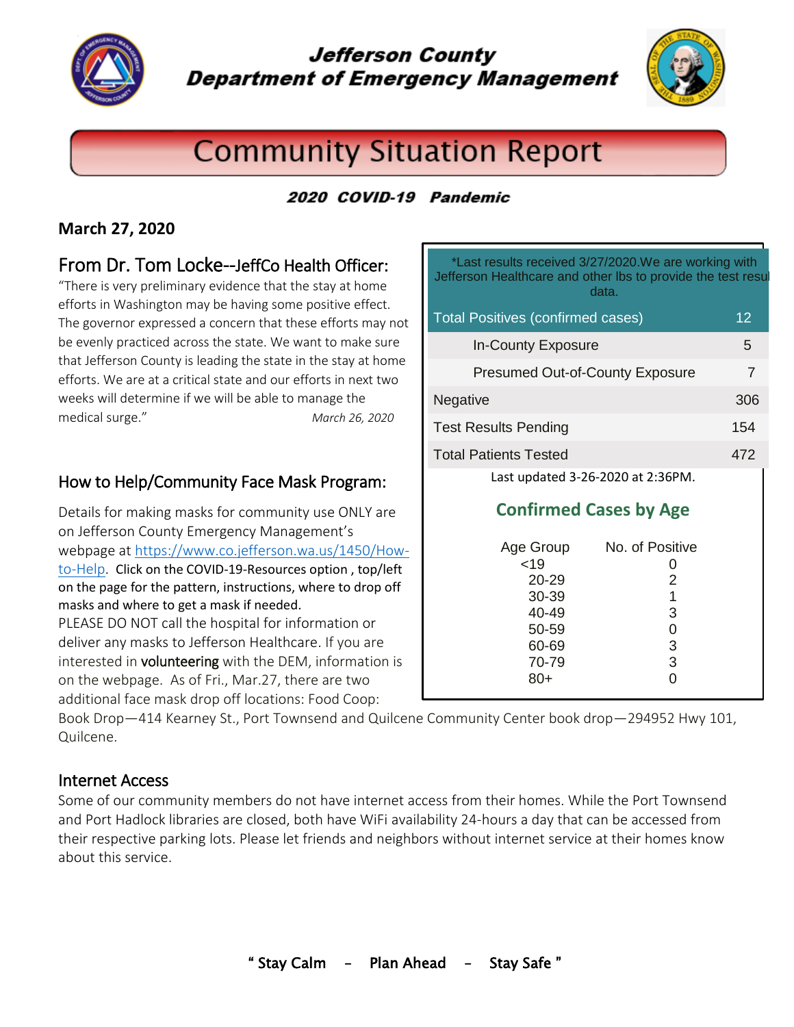# Jefferson County Department of Emergency Management

# Community Situation Report

***2020 COVID-19 Pandemic***

**March 27, 2020**

## From Dr. Tom Locke--JeffCo Health Officer:

"There is very preliminary evidence that the stay at home efforts in Washington may be having some positive effect. The governor expressed a concern that these efforts may not be evenly practiced across the state. We want to make sure that Jefferson County is leading the state in the stay at home efforts. We are at a critical state and our efforts in next two weeks will determine if we will be able to manage the medical surge." *March 26, 2020*

| *Last results received 3/27/2020.We are working with Jefferson Healthcare and other lbs to provide the test resul data. | |
|---|---|
| Total Positives (confirmed cases) | 12 |
| In-County Exposure | 5 |
| Presumed Out-of-County Exposure | 7 |
| Negative | 306 |
| Test Results Pending | 154 |
| Total Patients Tested | 472 |

Last updated 3-26-2020 at 2:36PM.

### Confirmed Cases by Age

| Age Group | No. of Positive |
|---|---|
| <19 | 0 |
| 20-29 | 2 |
| 30-39 | 1 |
| 40-49 | 3 |
| 50-59 | 0 |
| 60-69 | 3 |
| 70-79 | 3 |
| 80+ | 0 |

## How to Help/Community Face Mask Program:

Details for making masks for community use ONLY are on Jefferson County Emergency Management's webpage at https://www.co.jefferson.wa.us/1450/How-to-Help. Click on the COVID-19-Resources option , top/left on the page for the pattern, instructions, where to drop off masks and where to get a mask if needed.

PLEASE DO NOT call the hospital for information or deliver any masks to Jefferson Healthcare. If you are interested in **volunteering** with the DEM, information is on the webpage. As of Fri., Mar.27, there are two additional face mask drop off locations: Food Coop: Book Drop—414 Kearney St., Port Townsend and Quilcene Community Center book drop—294952 Hwy 101, Quilcene.

## Internet Access

Some of our community members do not have internet access from their homes. While the Port Townsend and Port Hadlock libraries are closed, both have WiFi availability 24-hours a day that can be accessed from their respective parking lots. Please let friends and neighbors without internet service at their homes know about this service.

**" Stay Calm – Plan Ahead – Stay Safe "**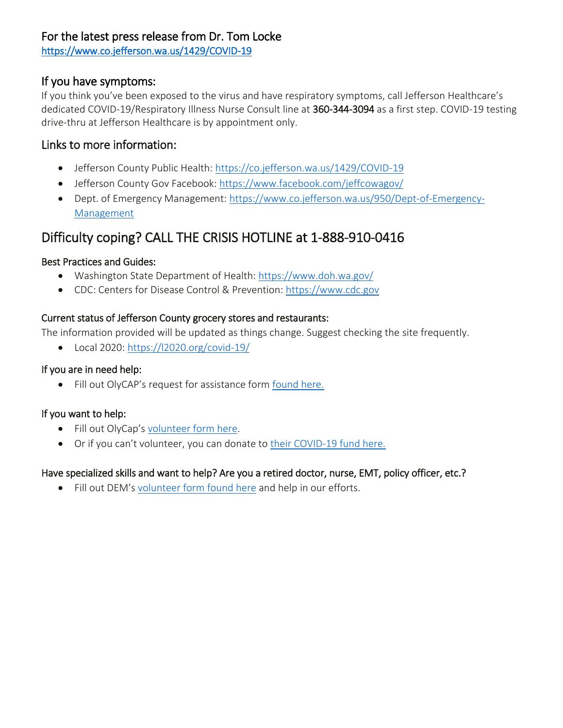## For the latest press release from Dr. Tom Locke

https://www.co.jefferson.wa.us/1429/COVID-19

## If you have symptoms:

If you think you've been exposed to the virus and have respiratory symptoms, call Jefferson Healthcare's dedicated COVID-19/Respiratory Illness Nurse Consult line at **360-344-3094** as a first step. COVID-19 testing drive-thru at Jefferson Healthcare is by appointment only.

## Links to more information:

- Jefferson County Public Health: https://co.jefferson.wa.us/1429/COVID-19
- Jefferson County Gov Facebook: https://www.facebook.com/jeffcowagov/
- Dept. of Emergency Management: https://www.co.jefferson.wa.us/950/Dept-of-Emergency-Management

# Difficulty coping? CALL THE CRISIS HOTLINE at 1-888-910-0416

### Best Practices and Guides:

- Washington State Department of Health: https://www.doh.wa.gov/
- CDC: Centers for Disease Control & Prevention: https://www.cdc.gov

### Current status of Jefferson County grocery stores and restaurants:

The information provided will be updated as things change. Suggest checking the site frequently.

- Local 2020: https://l2020.org/covid-19/

### If you are in need help:

- Fill out OlyCAP's request for assistance form found here.

### If you want to help:

- Fill out OlyCap's volunteer form here.
- Or if you can't volunteer, you can donate to their COVID-19 fund here.

### Have specialized skills and want to help? Are you a retired doctor, nurse, EMT, policy officer, etc.?

- Fill out DEM's volunteer form found here and help in our efforts.